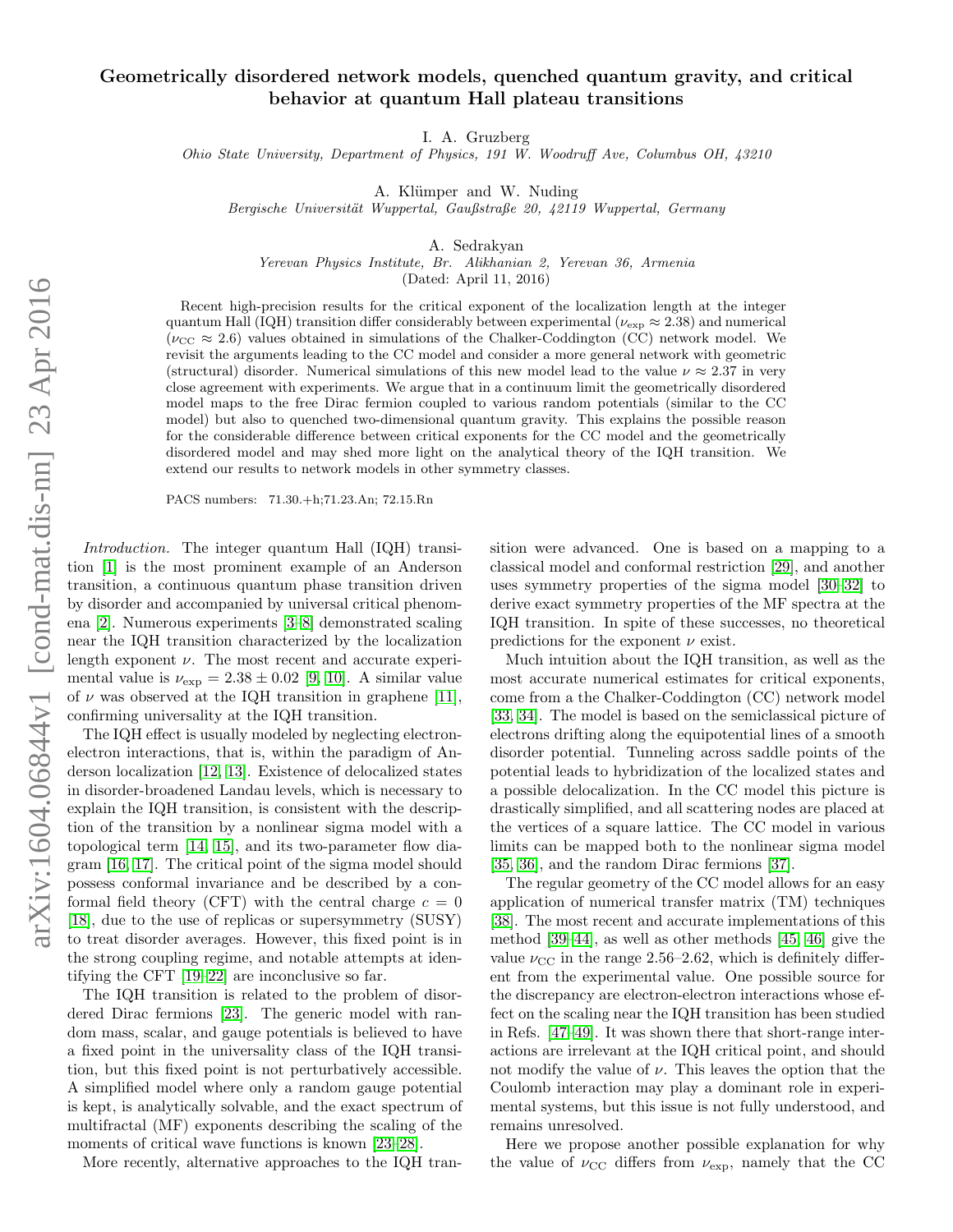# Geometrically disordered network models, quenched quantum gravity, and critical behavior at quantum Hall plateau transitions

I. A. Gruzberg

*Ohio State University, Department of Physics, 191 W. Woodruff Ave, Columbus OH, 43210*

A. Klümper and W. Nuding

*Bergische Universität Wuppertal, Gaußstraße 20, 42119 Wuppertal, Germany*

A. Sedrakyan

*Yerevan Physics Institute, Br. Alikhanian 2, Yerevan 36, Armenia*

(Dated: April 11, 2016)

Recent high-precision results for the critical exponent of the localization length at the integer quantum Hall (IQH) transition differ considerably between experimental ($\nu_{\rm exp} \approx 2.38$) and numerical ($\nu_{\rm CC} \approx 2.6$) values obtained in simulations of the Chalker-Coddington (CC) network model. We revisit the arguments leading to the CC model and consider a more general network with geometric (structural) disorder. Numerical simulations of this new model lead to the value $\nu \approx 2.37$ in very close agreement with experiments. We argue that in a continuum limit the geometrically disordered model maps to the free Dirac fermion coupled to various random potentials (similar to the CC model) but also to quenched two-dimensional quantum gravity. This explains the possible reason for the considerable difference between critical exponents for the CC model and the geometrically disordered model and may shed more light on the analytical theory of the IQH transition. We extend our results to network models in other symmetry classes.

PACS numbers: 71.30.+h;71.23.An; 72.15.Rn

*Introduction.* The integer quantum Hall (IQH) transition [1] is the most prominent example of an Anderson transition, a continuous quantum phase transition driven by disorder and accompanied by universal critical phenomena [2]. Numerous experiments [3–8] demonstrated scaling near the IQH transition characterized by the localization length exponent $\nu$. The most recent and accurate experimental value is $\nu_{\rm exp} = 2.38 \pm 0.02$ [9, 10]. A similar value of $\nu$ was observed at the IQH transition in graphene [11], confirming universality at the IQH transition.

The IQH effect is usually modeled by neglecting electron-electron interactions, that is, within the paradigm of Anderson localization [12, 13]. Existence of delocalized states in disorder-broadened Landau levels, which is necessary to explain the IQH transition, is consistent with the description of the transition by a nonlinear sigma model with a topological term [14, 15], and its two-parameter flow diagram [16, 17]. The critical point of the sigma model should possess conformal invariance and be described by a conformal field theory (CFT) with the central charge $c = 0$ [18], due to the use of replicas or supersymmetry (SUSY) to treat disorder averages. However, this fixed point is in the strong coupling regime, and notable attempts at identifying the CFT [19–22] are inconclusive so far.

The IQH transition is related to the problem of disordered Dirac fermions [23]. The generic model with random mass, scalar, and gauge potentials is believed to have a fixed point in the universality class of the IQH transition, but this fixed point is not perturbatively accessible. A simplified model where only a random gauge potential is kept, is analytically solvable, and the exact spectrum of multifractal (MF) exponents describing the scaling of the moments of critical wave functions is known [23–28].

More recently, alternative approaches to the IQH transition were advanced. One is based on a mapping to a classical model and conformal restriction [29], and another uses symmetry properties of the sigma model [30–32] to derive exact symmetry properties of the MF spectra at the IQH transition. In spite of these successes, no theoretical predictions for the exponent $\nu$ exist.

Much intuition about the IQH transition, as well as the most accurate numerical estimates for critical exponents, come from a the Chalker-Coddington (CC) network model [33, 34]. The model is based on the semiclassical picture of electrons drifting along the equipotential lines of a smooth disorder potential. Tunneling across saddle points of the potential leads to hybridization of the localized states and a possible delocalization. In the CC model this picture is drastically simplified, and all scattering nodes are placed at the vertices of a square lattice. The CC model in various limits can be mapped both to the nonlinear sigma model [35, 36], and the random Dirac fermions [37].

The regular geometry of the CC model allows for an easy application of numerical transfer matrix (TM) techniques [38]. The most recent and accurate implementations of this method [39–44], as well as other methods [45, 46] give the value $\nu_{\rm CC}$ in the range 2.56–2.62, which is definitely different from the experimental value. One possible source for the discrepancy are electron-electron interactions whose effect on the scaling near the IQH transition has been studied in Refs. [47–49]. It was shown there that short-range interactions are irrelevant at the IQH critical point, and should not modify the value of $\nu$. This leaves the option that the Coulomb interaction may play a dominant role in experimental systems, but this issue is not fully understood, and remains unresolved.

Here we propose another possible explanation for why the value of $\nu_{\rm CC}$ differs from $\nu_{\rm exp}$, namely that the CC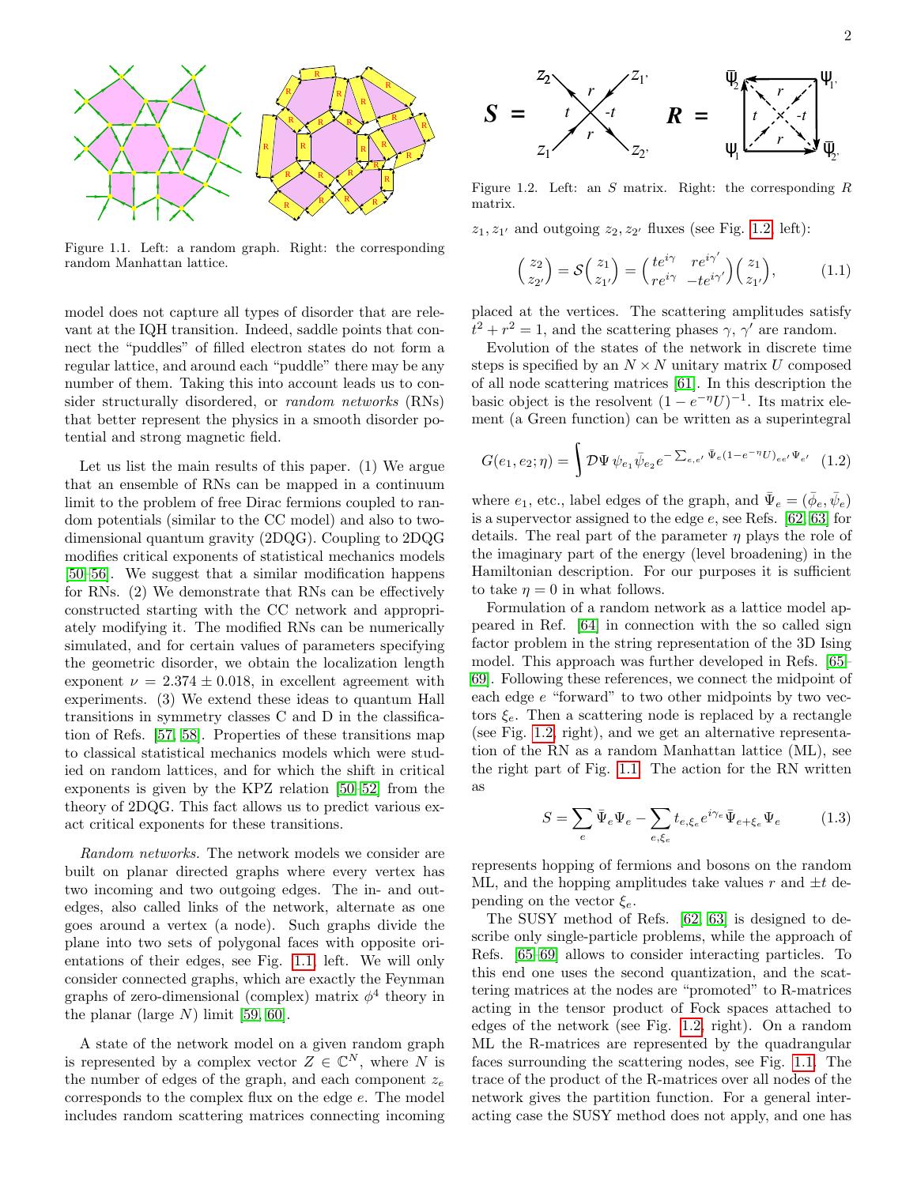Figure 1.1. Left: a random graph. Right: the corresponding random Manhattan lattice.

model does not capture all types of disorder that are relevant at the IQH transition. Indeed, saddle points that connect the "puddles" of filled electron states do not form a regular lattice, and around each "puddle" there may be any number of them. Taking this into account leads us to consider structurally disordered, or *random networks* (RNs) that better represent the physics in a smooth disorder potential and strong magnetic field.

Let us list the main results of this paper. (1) We argue that an ensemble of RNs can be mapped in a continuum limit to the problem of free Dirac fermions coupled to random potentials (similar to the CC model) and also to two-dimensional quantum gravity (2DQG). Coupling to 2DQG modifies critical exponents of statistical mechanics models [50–56]. We suggest that a similar modification happens for RNs. (2) We demonstrate that RNs can be effectively constructed starting with the CC network and appropriately modifying it. The modified RNs can be numerically simulated, and for certain values of parameters specifying the geometric disorder, we obtain the localization length exponent $\nu = 2.374 \pm 0.018$, in excellent agreement with experiments. (3) We extend these ideas to quantum Hall transitions in symmetry classes C and D in the classification of Refs. [57, 58]. Properties of these transitions map to classical statistical mechanics models which were studied on random lattices, and for which the shift in critical exponents is given by the KPZ relation [50–52] from the theory of 2DQG. This fact allows us to predict various exact critical exponents for these transitions.

*Random networks.* The network models we consider are built on planar directed graphs where every vertex has two incoming and two outgoing edges. The in- and out-edges, also called links of the network, alternate as one goes around a vertex (a node). Such graphs divide the plane into two sets of polygonal faces with opposite orientations of their edges, see Fig. 1.1, left. We will only consider connected graphs, which are exactly the Feynman graphs of zero-dimensional (complex) matrix $\phi^4$ theory in the planar (large $N$) limit [59, 60].

A state of the network model on a given random graph is represented by a complex vector $Z \in \mathbb{C}^N$, where $N$ is the number of edges of the graph, and each component $z_e$ corresponds to the complex flux on the edge $e$. The model includes random scattering matrices connecting incoming $z_1, z_{1'}$ and outgoing $z_2, z_{2'}$ fluxes (see Fig. 1.2, left):

$$\begin{pmatrix} z_2 \\ z_{2'} \end{pmatrix} = \mathcal{S} \begin{pmatrix} z_1 \\ z_{1'} \end{pmatrix} = \begin{pmatrix} te^{i\gamma} & re^{i\gamma'} \\ re^{i\gamma} & -te^{i\gamma'} \end{pmatrix} \begin{pmatrix} z_1 \\ z_{1'} \end{pmatrix}, \tag{1.1}$$

Figure 1.2. Left: an $S$ matrix. Right: the corresponding $R$ matrix.

placed at the vertices. The scattering amplitudes satisfy $t^2 + r^2 = 1$, and the scattering phases $\gamma, \gamma'$ are random.

Evolution of the states of the network in discrete time steps is specified by an $N \times N$ unitary matrix $U$ composed of all node scattering matrices [61]. In this description the basic object is the resolvent $(1 - e^{-\eta}U)^{-1}$. Its matrix element (a Green function) can be written as a superintegral

$$G(e_1, e_2; \eta) = \int \mathcal{D}\Psi \, \psi_{e_1} \bar{\psi}_{e_2} e^{-\sum_{e,e'} \bar{\Psi}_e (1 - e^{-\eta}U)_{ee'} \Psi_{e'}} \tag{1.2}$$

where $e_1$, etc., label edges of the graph, and $\bar{\Psi}_e = (\bar{\phi}_e, \bar{\psi}_e)$ is a supervector assigned to the edge $e$, see Refs. [62, 63] for details. The real part of the parameter $\eta$ plays the role of the imaginary part of the energy (level broadening) in the Hamiltonian description. For our purposes it is sufficient to take $\eta = 0$ in what follows.

Formulation of a random network as a lattice model appeared in Ref. [64] in connection with the so called sign factor problem in the string representation of the 3D Ising model. This approach was further developed in Refs. [65–69]. Following these references, we connect the midpoint of each edge $e$ "forward" to two other midpoints by two vectors $\xi_e$. Then a scattering node is replaced by a rectangle (see Fig. 1.2, right), and we get an alternative representation of the RN as a random Manhattan lattice (ML), see the right part of Fig. 1.1. The action for the RN written as

$$S = \sum_e \bar{\Psi}_e \Psi_e - \sum_{e,\xi_e} t_{e,\xi_e} e^{i\gamma_e} \bar{\Psi}_{e+\xi_e} \Psi_e \tag{1.3}$$

represents hopping of fermions and bosons on the random ML, and the hopping amplitudes take values $r$ and $\pm t$ depending on the vector $\xi_e$.

The SUSY method of Refs. [62, 63] is designed to describe only single-particle problems, while the approach of Refs. [65–69] allows to consider interacting particles. To this end one uses the second quantization, and the scattering matrices at the nodes are "promoted" to R-matrices acting in the tensor product of Fock spaces attached to edges of the network (see Fig. 1.2, right). On a random ML the R-matrices are represented by the quadrangular faces surrounding the scattering nodes, see Fig. 1.1. The trace of the product of the R-matrices over all nodes of the network gives the partition function. For a general interacting case the SUSY method does not apply, and one has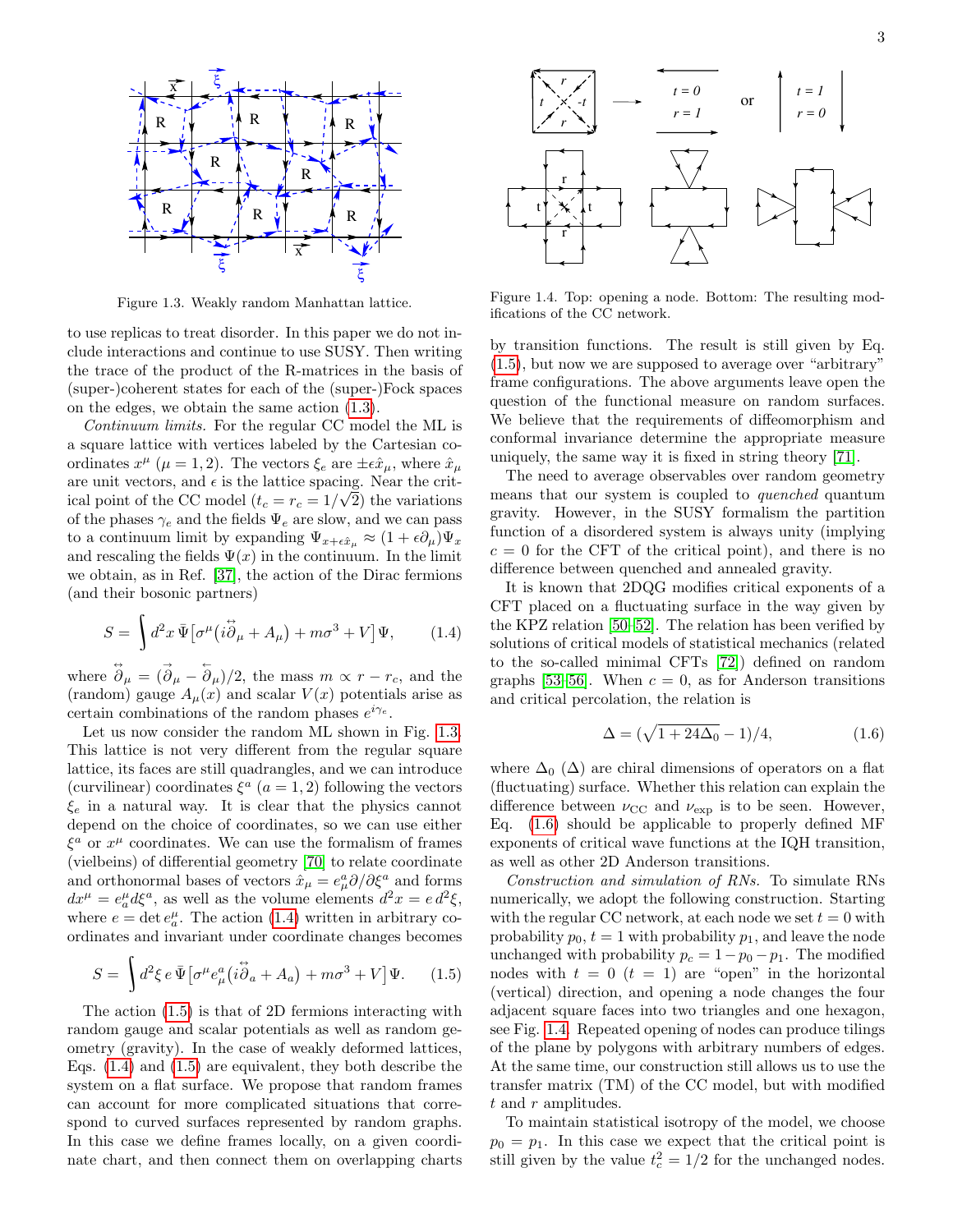Figure 1.3. Weakly random Manhattan lattice.

to use replicas to treat disorder. In this paper we do not include interactions and continue to use SUSY. Then writing the trace of the product of the R-matrices in the basis of (super-)coherent states for each of the (super-)Fock spaces on the edges, we obtain the same action (1.3).

*Continuum limits.* For the regular CC model the ML is a square lattice with vertices labeled by the Cartesian coordinates $x^\mu$ ($\mu = 1, 2$). The vectors $\xi_e$ are $\pm\epsilon\hat{x}_\mu$, where $\hat{x}_\mu$ are unit vectors, and $\epsilon$ is the lattice spacing. Near the critical point of the CC model ($t_c = r_c = 1/\sqrt{2}$) the variations of the phases $\gamma_e$ and the fields $\Psi_e$ are slow, and we can pass to a continuum limit by expanding $\Psi_{x+\epsilon\hat{x}_\mu} \approx (1 + \epsilon\partial_\mu)\Psi_x$ and rescaling the fields $\Psi(x)$ in the continuum. In the limit we obtain, as in Ref. [37], the action of the Dirac fermions (and their bosonic partners)

$$S = \int d^2x\, \bar{\Psi}\big[\sigma^\mu\big(i\overleftrightarrow{\partial}_\mu + A_\mu\big) + m\sigma^3 + V\big]\Psi, \qquad (1.4)$$

where $\overleftrightarrow{\partial}_\mu = (\overrightarrow{\partial}_\mu - \overleftarrow{\partial}_\mu)/2$, the mass $m \propto r - r_c$, and the (random) gauge $A_\mu(x)$ and scalar $V(x)$ potentials arise as certain combinations of the random phases $e^{i\gamma_e}$.

Let us now consider the random ML shown in Fig. 1.3. This lattice is not very different from the regular square lattice, its faces are still quadrangles, and we can introduce (curvilinear) coordinates $\xi^a$ ($a = 1, 2$) following the vectors $\xi_e$ in a natural way. It is clear that the physics cannot depend on the choice of coordinates, so we can use either $\xi^a$ or $x^\mu$ coordinates. We can use the formalism of frames (vielbeins) of differential geometry [70] to relate coordinate and orthonormal bases of vectors $\hat{x}_\mu = e^a_\mu \partial/\partial\xi^a$ and forms $dx^\mu = e^\mu_a d\xi^a$, as well as the volume elements $d^2x = e\, d^2\xi$, where $e = \det e^\mu_a$. The action (1.4) written in arbitrary coordinates and invariant under coordinate changes becomes

$$S = \int d^2\xi\, e\, \bar{\Psi}\big[\sigma^\mu e^a_\mu\big(i\overleftrightarrow{\partial}_a + A_a\big) + m\sigma^3 + V\big]\Psi. \qquad (1.5)$$

The action (1.5) is that of 2D fermions interacting with random gauge and scalar potentials as well as random geometry (gravity). In the case of weakly deformed lattices, Eqs. (1.4) and (1.5) are equivalent, they both describe the system on a flat surface. We propose that random frames can account for more complicated situations that correspond to curved surfaces represented by random graphs. In this case we define frames locally, on a given coordinate chart, and then connect them on overlapping charts by transition functions. The result is still given by Eq. (1.5), but now we are supposed to average over "arbitrary" frame configurations. The above arguments leave open the question of the functional measure on random surfaces. We believe that the requirements of diffeomorphism and conformal invariance determine the appropriate measure uniquely, the same way it is fixed in string theory [71].

Figure 1.4. Top: opening a node. Bottom: The resulting modifications of the CC network.

The need to average observables over random geometry means that our system is coupled to *quenched* quantum gravity. However, in the SUSY formalism the partition function of a disordered system is always unity (implying $c = 0$ for the CFT of the critical point), and there is no difference between quenched and annealed gravity.

It is known that 2DQG modifies critical exponents of a CFT placed on a fluctuating surface in the way given by the KPZ relation [50–52]. The relation has been verified by solutions of critical models of statistical mechanics (related to the so-called minimal CFTs [72]) defined on random graphs [53–56]. When $c = 0$, as for Anderson transitions and critical percolation, the relation is

$$\Delta = (\sqrt{1 + 24\Delta_0} - 1)/4, \qquad (1.6)$$

where $\Delta_0$ ($\Delta$) are chiral dimensions of operators on a flat (fluctuating) surface. Whether this relation can explain the difference between $\nu_{\rm CC}$ and $\nu_{\rm exp}$ is to be seen. However, Eq. (1.6) should be applicable to properly defined MF exponents of critical wave functions at the IQH transition, as well as other 2D Anderson transitions.

*Construction and simulation of RNs.* To simulate RNs numerically, we adopt the following construction. Starting with the regular CC network, at each node we set $t = 0$ with probability $p_0$, $t = 1$ with probability $p_1$, and leave the node unchanged with probability $p_c = 1 - p_0 - p_1$. The modified nodes with $t = 0$ ($t = 1$) are "open" in the horizontal (vertical) direction, and opening a node changes the four adjacent square faces into two triangles and one hexagon, see Fig. 1.4. Repeated opening of nodes can produce tilings of the plane by polygons with arbitrary numbers of edges. At the same time, our construction still allows us to use the transfer matrix (TM) of the CC model, but with modified $t$ and $r$ amplitudes.

To maintain statistical isotropy of the model, we choose $p_0 = p_1$. In this case we expect that the critical point is still given by the value $t_c^2 = 1/2$ for the unchanged nodes.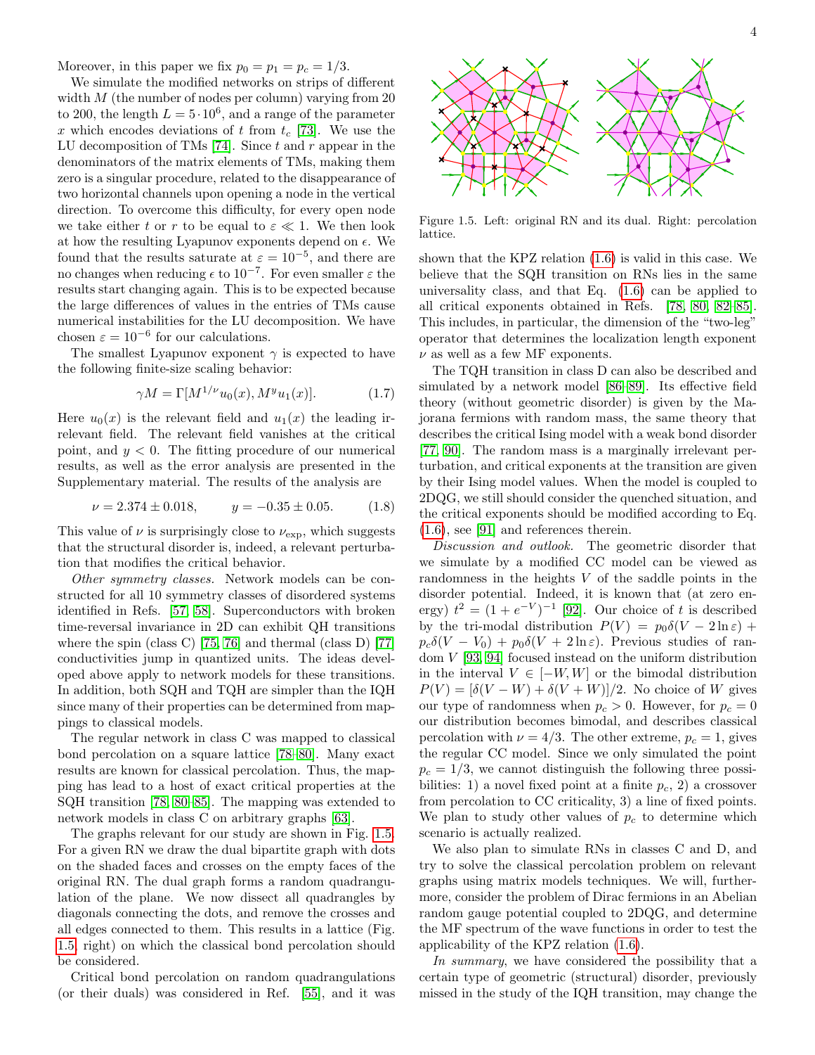Moreover, in this paper we fix $p_0 = p_1 = p_c = 1/3$.

We simulate the modified networks on strips of different width $M$ (the number of nodes per column) varying from 20 to 200, the length $L = 5 \cdot 10^6$, and a range of the parameter $x$ which encodes deviations of $t$ from $t_c$ [73]. We use the LU decomposition of TMs [74]. Since $t$ and $r$ appear in the denominators of the matrix elements of TMs, making them zero is a singular procedure, related to the disappearance of two horizontal channels upon opening a node in the vertical direction. To overcome this difficulty, for every open node we take either $t$ or $r$ to be equal to $\varepsilon \ll 1$. We then look at how the resulting Lyapunov exponents depend on $\epsilon$. We found that the results saturate at $\varepsilon = 10^{-5}$, and there are no changes when reducing $\epsilon$ to $10^{-7}$. For even smaller $\varepsilon$ the results start changing again. This is to be expected because the large differences of values in the entries of TMs cause numerical instabilities for the LU decomposition. We have chosen $\varepsilon = 10^{-6}$ for our calculations.

The smallest Lyapunov exponent $\gamma$ is expected to have the following finite-size scaling behavior:

$$\gamma M = \Gamma[M^{1/\nu} u_0(x), M^y u_1(x)]. \tag{1.7}$$

Here $u_0(x)$ is the relevant field and $u_1(x)$ the leading irrelevant field. The relevant field vanishes at the critical point, and $y < 0$. The fitting procedure of our numerical results, as well as the error analysis are presented in the Supplementary material. The results of the analysis are

$$\nu = 2.374 \pm 0.018, \qquad y = -0.35 \pm 0.05. \tag{1.8}$$

This value of $\nu$ is surprisingly close to $\nu_{\text{exp}}$, which suggests that the structural disorder is, indeed, a relevant perturbation that modifies the critical behavior.

*Other symmetry classes.* Network models can be constructed for all 10 symmetry classes of disordered systems identified in Refs. [57, 58]. Superconductors with broken time-reversal invariance in 2D can exhibit QH transitions where the spin (class C) [75, 76] and thermal (class D) [77] conductivities jump in quantized units. The ideas developed above apply to network models for these transitions. In addition, both SQH and TQH are simpler than the IQH since many of their properties can be determined from mappings to classical models.

The regular network in class C was mapped to classical bond percolation on a square lattice [78–80]. Many exact results are known for classical percolation. Thus, the mapping has lead to a host of exact critical properties at the SQH transition [78, 80–85]. The mapping was extended to network models in class C on arbitrary graphs [63].

The graphs relevant for our study are shown in Fig. 1.5. For a given RN we draw the dual bipartite graph with dots on the shaded faces and crosses on the empty faces of the original RN. The dual graph forms a random quadrangulation of the plane. We now dissect all quadrangles by diagonals connecting the dots, and remove the crosses and all edges connected to them. This results in a lattice (Fig. 1.5 right) on which the classical bond percolation should be considered.

Critical bond percolation on random quadrangulations (or their duals) was considered in Ref. [55], and it was shown that the KPZ relation (1.6) is valid in this case. We believe that the SQH transition on RNs lies in the same universality class, and that Eq. (1.6) can be applied to all critical exponents obtained in Refs. [78, 80, 82–85]. This includes, in particular, the dimension of the "two-leg" operator that determines the localization length exponent $\nu$ as well as a few MF exponents.

Figure 1.5. Left: original RN and its dual. Right: percolation lattice.

The TQH transition in class D can also be described and simulated by a network model [86–89]. Its effective field theory (without geometric disorder) is given by the Majorana fermions with random mass, the same theory that describes the critical Ising model with a weak bond disorder [77, 90]. The random mass is a marginally irrelevant perturbation, and critical exponents at the transition are given by their Ising model values. When the model is coupled to 2DQG, we still should consider the quenched situation, and the critical exponents should be modified according to Eq. (1.6), see [91] and references therein.

*Discussion and outlook.* The geometric disorder that we simulate by a modified CC model can be viewed as randomness in the heights $V$ of the saddle points in the disorder potential. Indeed, it is known that (at zero energy) $t^2 = (1 + e^{-V})^{-1}$ [92]. Our choice of $t$ is described by the tri-modal distribution $P(V) = p_0\delta(V - 2\ln\varepsilon) + p_c\delta(V - V_0) + p_0\delta(V + 2\ln\varepsilon)$. Previous studies of random $V$ [93, 94] focused instead on the uniform distribution in the interval $V \in [-W, W]$ or the bimodal distribution $P(V) = [\delta(V - W) + \delta(V + W)]/2$. No choice of $W$ gives our type of randomness when $p_c > 0$. However, for $p_c = 0$ our distribution becomes bimodal, and describes classical percolation with $\nu = 4/3$. The other extreme, $p_c = 1$, gives the regular CC model. Since we only simulated the point $p_c = 1/3$, we cannot distinguish the following three possibilities: 1) a novel fixed point at a finite $p_c$, 2) a crossover from percolation to CC criticality, 3) a line of fixed points. We plan to study other values of $p_c$ to determine which scenario is actually realized.

We also plan to simulate RNs in classes C and D, and try to solve the classical percolation problem on relevant graphs using matrix models techniques. We will, furthermore, consider the problem of Dirac fermions in an Abelian random gauge potential coupled to 2DQG, and determine the MF spectrum of the wave functions in order to test the applicability of the KPZ relation (1.6).

*In summary*, we have considered the possibility that a certain type of geometric (structural) disorder, previously missed in the study of the IQH transition, may change the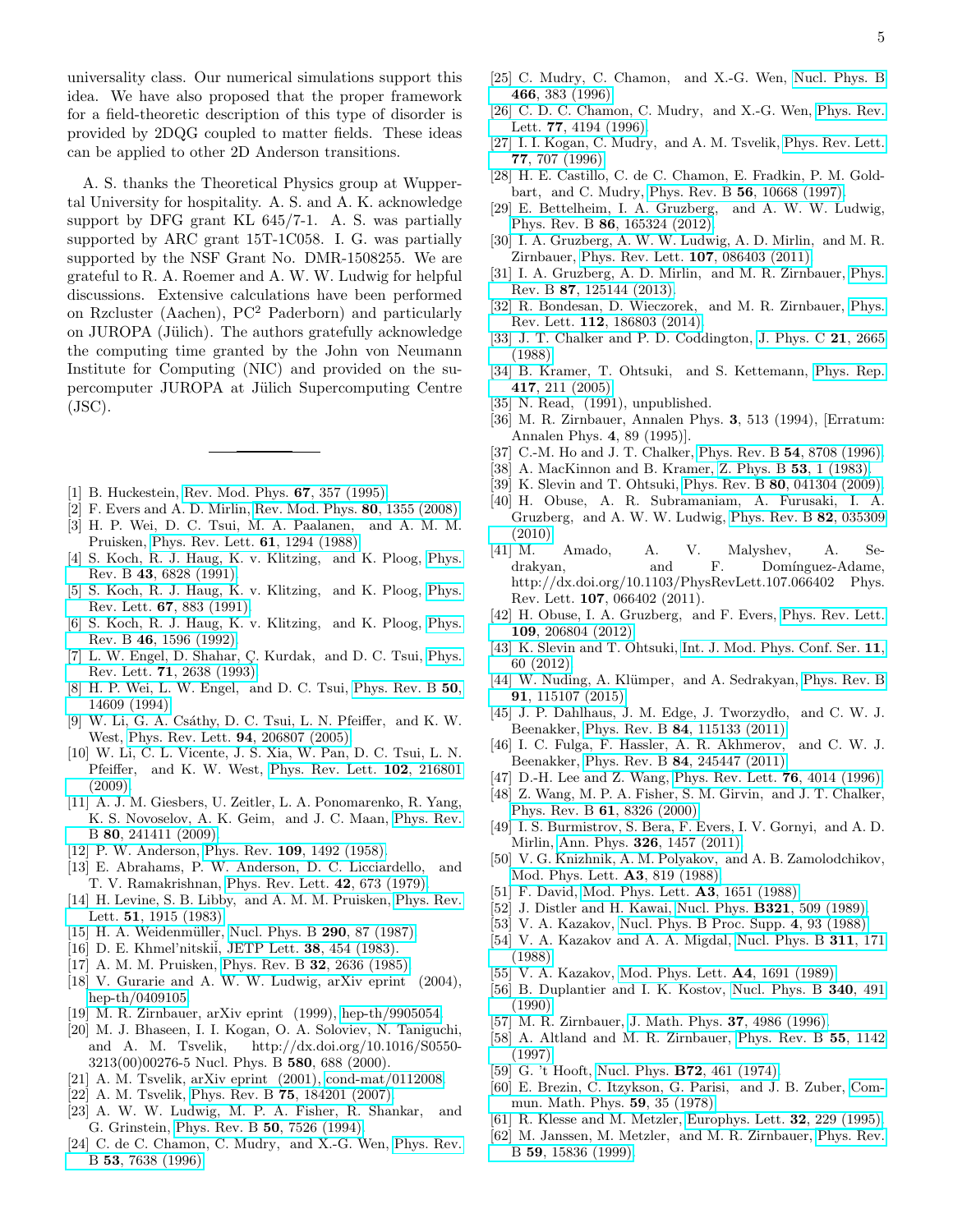universality class. Our numerical simulations support this idea. We have also proposed that the proper framework for a field-theoretic description of this type of disorder is provided by 2DQG coupled to matter fields. These ideas can be applied to other 2D Anderson transitions.

A. S. thanks the Theoretical Physics group at Wuppertal University for hospitality. A. S. and A. K. acknowledge support by DFG grant KL 645/7-1. A. S. was partially supported by ARC grant 15T-1C058. I. G. was partially supported by the NSF Grant No. DMR-1508255. We are grateful to R. A. Roemer and A. W. W. Ludwig for helpful discussions. Extensive calculations have been performed on Rzcluster (Aachen), PC$^2$ Paderborn) and particularly on JUROPA (Jülich). The authors gratefully acknowledge the computing time granted by the John von Neumann Institute for Computing (NIC) and provided on the supercomputer JUROPA at Jülich Supercomputing Centre (JSC).

---

[1] B. Huckestein, Rev. Mod. Phys. **67**, 357 (1995).
[2] F. Evers and A. D. Mirlin, Rev. Mod. Phys. **80**, 1355 (2008).
[3] H. P. Wei, D. C. Tsui, M. A. Paalanen, and A. M. M. Pruisken, Phys. Rev. Lett. **61**, 1294 (1988).
[4] S. Koch, R. J. Haug, K. v. Klitzing, and K. Ploog, Phys. Rev. B **43**, 6828 (1991).
[5] S. Koch, R. J. Haug, K. v. Klitzing, and K. Ploog, Phys. Rev. Lett. **67**, 883 (1991).
[6] S. Koch, R. J. Haug, K. v. Klitzing, and K. Ploog, Phys. Rev. B **46**, 1596 (1992).
[7] L. W. Engel, D. Shahar, Ç. Kurdak, and D. C. Tsui, Phys. Rev. Lett. **71**, 2638 (1993).
[8] H. P. Wei, L. W. Engel, and D. C. Tsui, Phys. Rev. B **50**, 14609 (1994).
[9] W. Li, G. A. Csáthy, D. C. Tsui, L. N. Pfeiffer, and K. W. West, Phys. Rev. Lett. **94**, 206807 (2005).
[10] W. Li, C. L. Vicente, J. S. Xia, W. Pan, D. C. Tsui, L. N. Pfeiffer, and K. W. West, Phys. Rev. Lett. **102**, 216801 (2009).
[11] A. J. M. Giesbers, U. Zeitler, L. A. Ponomarenko, R. Yang, K. S. Novoselov, A. K. Geim, and J. C. Maan, Phys. Rev. B **80**, 241411 (2009).
[12] P. W. Anderson, Phys. Rev. **109**, 1492 (1958).
[13] E. Abrahams, P. W. Anderson, D. C. Licciardello, and T. V. Ramakrishnan, Phys. Rev. Lett. **42**, 673 (1979).
[14] H. Levine, S. B. Libby, and A. M. M. Pruisken, Phys. Rev. Lett. **51**, 1915 (1983).
[15] H. A. Weidenmüller, Nucl. Phys. B **290**, 87 (1987).
[16] D. E. Khmel'nitskiĭ, JETP Lett. **38**, 454 (1983).
[17] A. M. M. Pruisken, Phys. Rev. B **32**, 2636 (1985).
[18] V. Gurarie and A. W. W. Ludwig, arXiv eprint (2004), hep-th/0409105.
[19] M. R. Zirnbauer, arXiv eprint (1999), hep-th/9905054.
[20] M. J. Bhaseen, I. I. Kogan, O. A. Soloviev, N. Taniguchi, and A. M. Tsvelik, http://dx.doi.org/10.1016/S0550-3213(00)00276-5 Nucl. Phys. B **580**, 688 (2000).
[21] A. M. Tsvelik, arXiv eprint (2001), cond-mat/0112008.
[22] A. M. Tsvelik, Phys. Rev. B **75**, 184201 (2007).
[23] A. W. W. Ludwig, M. P. A. Fisher, R. Shankar, and G. Grinstein, Phys. Rev. B **50**, 7526 (1994).
[24] C. de C. Chamon, C. Mudry, and X.-G. Wen, Phys. Rev. B **53**, 7638 (1996).
[25] C. Mudry, C. Chamon, and X.-G. Wen, Nucl. Phys. B **466**, 383 (1996).
[26] C. D. C. Chamon, C. Mudry, and X.-G. Wen, Phys. Rev. Lett. **77**, 4194 (1996).
[27] I. I. Kogan, C. Mudry, and A. M. Tsvelik, Phys. Rev. Lett. **77**, 707 (1996).
[28] H. E. Castillo, C. de C. Chamon, E. Fradkin, P. M. Goldbart, and C. Mudry, Phys. Rev. B **56**, 10668 (1997).
[29] E. Bettelheim, I. A. Gruzberg, and A. W. W. Ludwig, Phys. Rev. B **86**, 165324 (2012).
[30] I. A. Gruzberg, A. W. W. Ludwig, A. D. Mirlin, and M. R. Zirnbauer, Phys. Rev. Lett. **107**, 086403 (2011).
[31] I. A. Gruzberg, A. D. Mirlin, and M. R. Zirnbauer, Phys. Rev. B **87**, 125144 (2013).
[32] R. Bondesan, D. Wieczorek, and M. R. Zirnbauer, Phys. Rev. Lett. **112**, 186803 (2014).
[33] J. T. Chalker and P. D. Coddington, J. Phys. C **21**, 2665 (1988).
[34] B. Kramer, T. Ohtsuki, and S. Kettemann, Phys. Rep. **417**, 211 (2005).
[35] N. Read, (1991), unpublished.
[36] M. R. Zirnbauer, Annalen Phys. **3**, 513 (1994), [Erratum: Annalen Phys. **4**, 89 (1995)].
[37] C.-M. Ho and J. T. Chalker, Phys. Rev. B **54**, 8708 (1996).
[38] A. MacKinnon and B. Kramer, Z. Phys. B **53**, 1 (1983).
[39] K. Slevin and T. Ohtsuki, Phys. Rev. B **80**, 041304 (2009).
[40] H. Obuse, A. R. Subramaniam, A. Furusaki, I. A. Gruzberg, and A. W. W. Ludwig, Phys. Rev. B **82**, 035309 (2010).
[41] M. Amado, A. V. Malyshev, A. Sedrakyan, and F. Domínguez-Adame, http://dx.doi.org/10.1103/PhysRevLett.107.066402 Phys. Rev. Lett. **107**, 066402 (2011).
[42] H. Obuse, I. A. Gruzberg, and F. Evers, Phys. Rev. Lett. **109**, 206804 (2012).
[43] K. Slevin and T. Ohtsuki, Int. J. Mod. Phys. Conf. Ser. **11**, 60 (2012).
[44] W. Nuding, A. Klümper, and A. Sedrakyan, Phys. Rev. B **91**, 115107 (2015).
[45] J. P. Dahlhaus, J. M. Edge, J. Tworzydło, and C. W. J. Beenakker, Phys. Rev. B **84**, 115133 (2011).
[46] I. C. Fulga, F. Hassler, A. R. Akhmerov, and C. W. J. Beenakker, Phys. Rev. B **84**, 245447 (2011).
[47] D.-H. Lee and Z. Wang, Phys. Rev. Lett. **76**, 4014 (1996).
[48] Z. Wang, M. P. A. Fisher, S. M. Girvin, and J. T. Chalker, Phys. Rev. B **61**, 8326 (2000).
[49] I. S. Burmistrov, S. Bera, F. Evers, I. V. Gornyi, and A. D. Mirlin, Ann. Phys. **326**, 1457 (2011).
[50] V. G. Knizhnik, A. M. Polyakov, and A. B. Zamolodchikov, Mod. Phys. Lett. **A3**, 819 (1988).
[51] F. David, Mod. Phys. Lett. **A3**, 1651 (1988).
[52] J. Distler and H. Kawai, Nucl. Phys. **B321**, 509 (1989).
[53] V. A. Kazakov, Nucl. Phys. B Proc. Supp. **4**, 93 (1988).
[54] V. A. Kazakov and A. A. Migdal, Nucl. Phys. B **311**, 171 (1988).
[55] V. A. Kazakov, Mod. Phys. Lett. **A4**, 1691 (1989).
[56] B. Duplantier and I. K. Kostov, Nucl. Phys. B **340**, 491 (1990).
[57] M. R. Zirnbauer, J. Math. Phys. **37**, 4986 (1996).
[58] A. Altland and M. R. Zirnbauer, Phys. Rev. B **55**, 1142 (1997).
[59] G. 't Hooft, Nucl. Phys. **B72**, 461 (1974).
[60] E. Brezin, C. Itzykson, G. Parisi, and J. B. Zuber, Commun. Math. Phys. **59**, 35 (1978).
[61] R. Klesse and M. Metzler, Europhys. Lett. **32**, 229 (1995).
[62] M. Janssen, M. Metzler, and M. R. Zirnbauer, Phys. Rev. B **59**, 15836 (1999).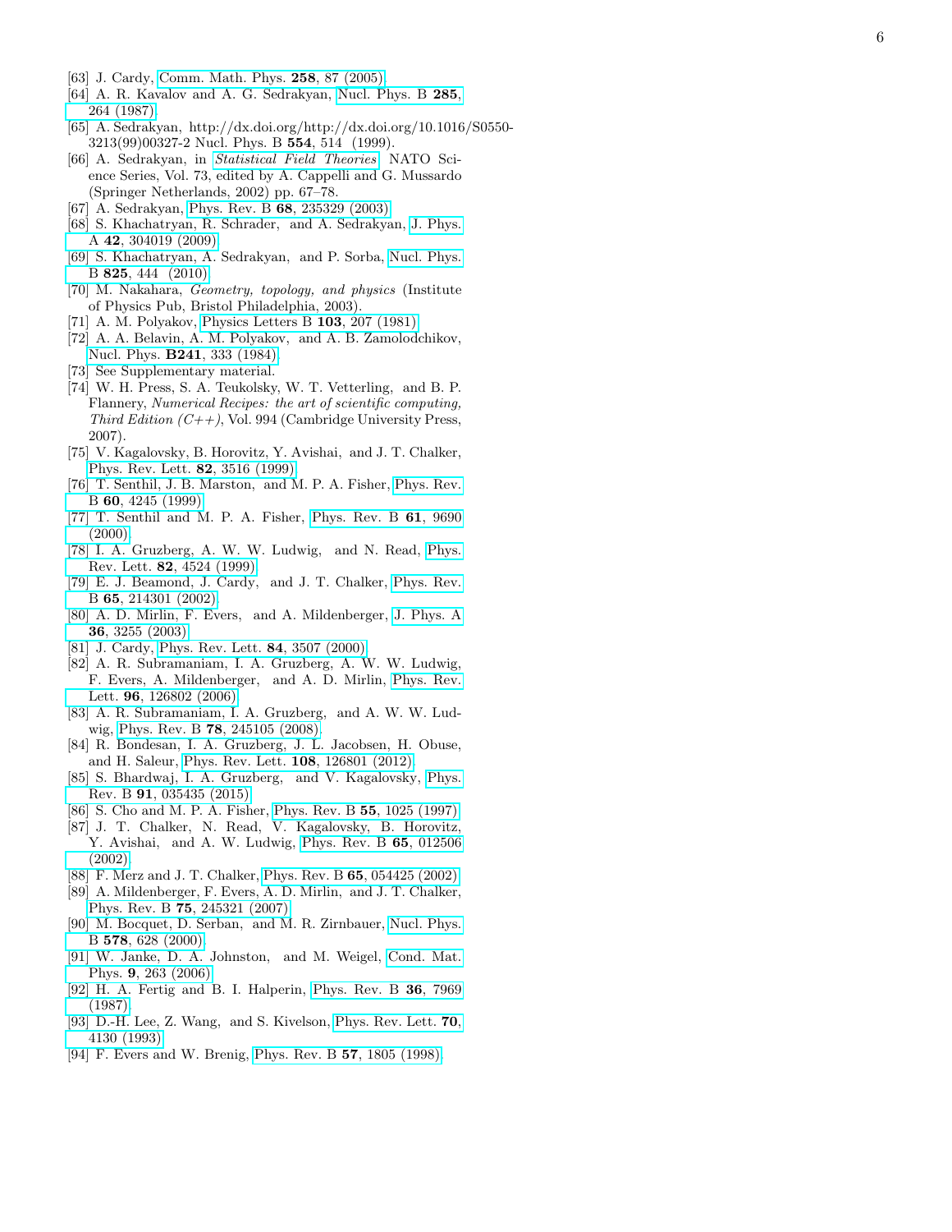[63] J. Cardy, Comm. Math. Phys. **258**, 87 (2005).

[64] A. R. Kavalov and A. G. Sedrakyan, Nucl. Phys. B **285**, 264 (1987).

[65] A. Sedrakyan, http://dx.doi.org/http://dx.doi.org/10.1016/S0550-3213(99)00327-2 Nucl. Phys. B **554**, 514 (1999).

[66] A. Sedrakyan, in *Statistical Field Theories*, NATO Science Series, Vol. 73, edited by A. Cappelli and G. Mussardo (Springer Netherlands, 2002) pp. 67–78.

[67] A. Sedrakyan, Phys. Rev. B **68**, 235329 (2003).

[68] S. Khachatryan, R. Schrader, and A. Sedrakyan, J. Phys. A **42**, 304019 (2009).

[69] S. Khachatryan, A. Sedrakyan, and P. Sorba, Nucl. Phys. B **825**, 444 (2010).

[70] M. Nakahara, *Geometry, topology, and physics* (Institute of Physics Pub, Bristol Philadelphia, 2003).

[71] A. M. Polyakov, Physics Letters B **103**, 207 (1981).

[72] A. A. Belavin, A. M. Polyakov, and A. B. Zamolodchikov, Nucl. Phys. **B241**, 333 (1984).

[73] See Supplementary material.

[74] W. H. Press, S. A. Teukolsky, W. T. Vetterling, and B. P. Flannery, *Numerical Recipes: the art of scientific computing, Third Edition (C++)*, Vol. 994 (Cambridge University Press, 2007).

[75] V. Kagalovsky, B. Horovitz, Y. Avishai, and J. T. Chalker, Phys. Rev. Lett. **82**, 3516 (1999).

[76] T. Senthil, J. B. Marston, and M. P. A. Fisher, Phys. Rev. B **60**, 4245 (1999).

[77] T. Senthil and M. P. A. Fisher, Phys. Rev. B **61**, 9690 (2000).

[78] I. A. Gruzberg, A. W. W. Ludwig, and N. Read, Phys. Rev. Lett. **82**, 4524 (1999).

[79] E. J. Beamond, J. Cardy, and J. T. Chalker, Phys. Rev. B **65**, 214301 (2002).

[80] A. D. Mirlin, F. Evers, and A. Mildenberger, J. Phys. A **36**, 3255 (2003).

[81] J. Cardy, Phys. Rev. Lett. **84**, 3507 (2000).

[82] A. R. Subramaniam, I. A. Gruzberg, A. W. W. Ludwig, F. Evers, A. Mildenberger, and A. D. Mirlin, Phys. Rev. Lett. **96**, 126802 (2006).

[83] A. R. Subramaniam, I. A. Gruzberg, and A. W. W. Ludwig, Phys. Rev. B **78**, 245105 (2008).

[84] R. Bondesan, I. A. Gruzberg, J. L. Jacobsen, H. Obuse, and H. Saleur, Phys. Rev. Lett. **108**, 126801 (2012).

[85] S. Bhardwaj, I. A. Gruzberg, and V. Kagalovsky, Phys. Rev. B **91**, 035435 (2015).

[86] S. Cho and M. P. A. Fisher, Phys. Rev. B **55**, 1025 (1997).

[87] J. T. Chalker, N. Read, V. Kagalovsky, B. Horovitz, Y. Avishai, and A. W. Ludwig, Phys. Rev. B **65**, 012506 (2002).

[88] F. Merz and J. T. Chalker, Phys. Rev. B **65**, 054425 (2002).

[89] A. Mildenberger, F. Evers, A. D. Mirlin, and J. T. Chalker, Phys. Rev. B **75**, 245321 (2007).

[90] M. Bocquet, D. Serban, and M. R. Zirnbauer, Nucl. Phys. B **578**, 628 (2000).

[91] W. Janke, D. A. Johnston, and M. Weigel, Cond. Mat. Phys. **9**, 263 (2006).

[92] H. A. Fertig and B. I. Halperin, Phys. Rev. B **36**, 7969 (1987).

[93] D.-H. Lee, Z. Wang, and S. Kivelson, Phys. Rev. Lett. **70**, 4130 (1993).

[94] F. Evers and W. Brenig, Phys. Rev. B **57**, 1805 (1998).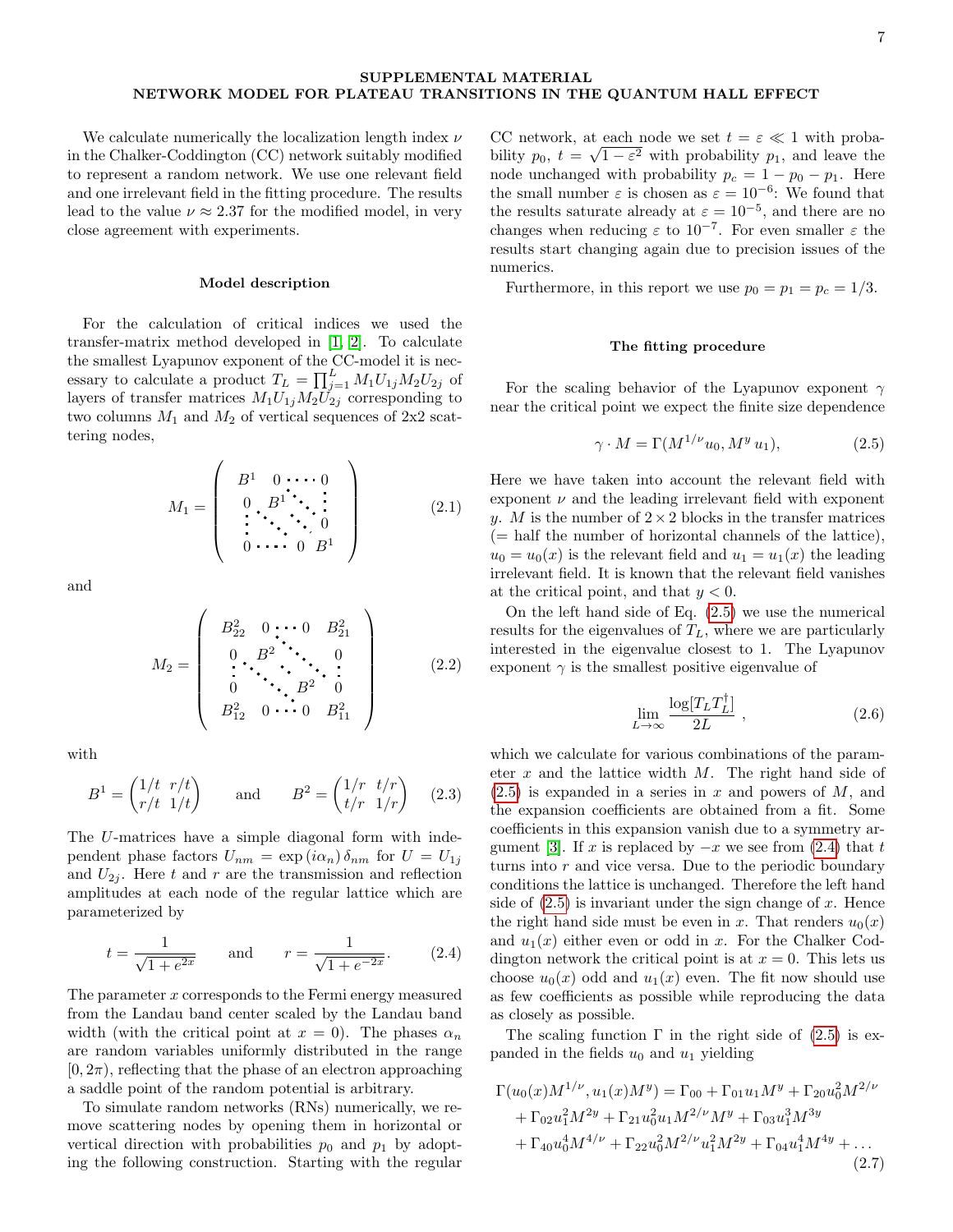## SUPPLEMENTAL MATERIAL
## NETWORK MODEL FOR PLATEAU TRANSITIONS IN THE QUANTUM HALL EFFECT

We calculate numerically the localization length index $\nu$ in the Chalker-Coddington (CC) network suitably modified to represent a random network. We use one relevant field and one irrelevant field in the fitting procedure. The results lead to the value $\nu \approx 2.37$ for the modified model, in very close agreement with experiments.

### Model description

For the calculation of critical indices we used the transfer-matrix method developed in [1, 2]. To calculate the smallest Lyapunov exponent of the CC-model it is necessary to calculate a product $T_L = \prod_{j=1}^{L} M_1 U_{1j} M_2 U_{2j}$ of layers of transfer matrices $M_1 U_{1j} M_2 U_{2j}$ corresponding to two columns $M_1$ and $M_2$ of vertical sequences of 2x2 scattering nodes,

$$M_1 = \begin{pmatrix} B^1 & 0 & \cdots & 0 \\ 0 & B^1 & \ddots & \vdots \\ \vdots & \ddots & \ddots & 0 \\ 0 & \cdots & 0 & B^1 \end{pmatrix} \tag{2.1}$$

and

$$M_2 = \begin{pmatrix} B^2_{22} & 0 & \cdots & 0 & B^2_{21} \\ 0 & B^2 & \ddots & & 0 \\ \vdots & \ddots & \ddots & \ddots & \vdots \\ 0 & & \ddots & B^2 & 0 \\ B^2_{12} & 0 & \cdots & 0 & B^2_{11} \end{pmatrix} \tag{2.2}$$

with

$$B^1 = \begin{pmatrix} 1/t & r/t \\ r/t & 1/t \end{pmatrix} \qquad \text{and} \qquad B^2 = \begin{pmatrix} 1/r & t/r \\ t/r & 1/r \end{pmatrix} \tag{2.3}$$

The $U$-matrices have a simple diagonal form with independent phase factors $U_{nm} = \exp(i\alpha_n)\,\delta_{nm}$ for $U = U_{1j}$ and $U_{2j}$. Here $t$ and $r$ are the transmission and reflection amplitudes at each node of the regular lattice which are parameterized by

$$t = \frac{1}{\sqrt{1+e^{2x}}} \qquad \text{and} \qquad r = \frac{1}{\sqrt{1+e^{-2x}}}. \tag{2.4}$$

The parameter $x$ corresponds to the Fermi energy measured from the Landau band center scaled by the Landau band width (with the critical point at $x = 0$). The phases $\alpha_n$ are random variables uniformly distributed in the range $[0, 2\pi)$, reflecting that the phase of an electron approaching a saddle point of the random potential is arbitrary.

To simulate random networks (RNs) numerically, we remove scattering nodes by opening them in horizontal or vertical direction with probabilities $p_0$ and $p_1$ by adopting the following construction. Starting with the regular CC network, at each node we set $t = \varepsilon \ll 1$ with probability $p_0$, $t = \sqrt{1-\varepsilon^2}$ with probability $p_1$, and leave the node unchanged with probability $p_c = 1 - p_0 - p_1$. Here the small number $\varepsilon$ is chosen as $\varepsilon = 10^{-6}$: We found that the results saturate already at $\varepsilon = 10^{-5}$, and there are no changes when reducing $\varepsilon$ to $10^{-7}$. For even smaller $\varepsilon$ the results start changing again due to precision issues of the numerics.

Furthermore, in this report we use $p_0 = p_1 = p_c = 1/3$.

### The fitting procedure

For the scaling behavior of the Lyapunov exponent $\gamma$ near the critical point we expect the finite size dependence

$$\gamma \cdot M = \Gamma(M^{1/\nu} u_0, M^y\, u_1), \tag{2.5}$$

Here we have taken into account the relevant field with exponent $\nu$ and the leading irrelevant field with exponent $y$. $M$ is the number of $2\times2$ blocks in the transfer matrices (= half the number of horizontal channels of the lattice), $u_0 = u_0(x)$ is the relevant field and $u_1 = u_1(x)$ the leading irrelevant field. It is known that the relevant field vanishes at the critical point, and that $y < 0$.

On the left hand side of Eq. (2.5) we use the numerical results for the eigenvalues of $T_L$, where we are particularly interested in the eigenvalue closest to 1. The Lyapunov exponent $\gamma$ is the smallest positive eigenvalue of

$$\lim_{L\to\infty} \frac{\log[T_L T_L^\dagger]}{2L}\ , \tag{2.6}$$

which we calculate for various combinations of the parameter $x$ and the lattice width $M$. The right hand side of (2.5) is expanded in a series in $x$ and powers of $M$, and the expansion coefficients are obtained from a fit. Some coefficients in this expansion vanish due to a symmetry argument [3]. If $x$ is replaced by $-x$ we see from (2.4) that $t$ turns into $r$ and vice versa. Due to the periodic boundary conditions the lattice is unchanged. Therefore the left hand side of (2.5) is invariant under the sign change of $x$. Hence the right hand side must be even in $x$. That renders $u_0(x)$ and $u_1(x)$ either even or odd in $x$. For the Chalker Coddington network the critical point is at $x = 0$. This lets us choose $u_0(x)$ odd and $u_1(x)$ even. The fit now should use as few coefficients as possible while reproducing the data as closely as possible.

The scaling function $\Gamma$ in the right side of (2.5) is expanded in the fields $u_0$ and $u_1$ yielding

$$\begin{aligned} \Gamma(u_0(x)M^{1/\nu}, u_1(x)M^y) = {} & \Gamma_{00} + \Gamma_{01}u_1 M^y + \Gamma_{20}u_0^2 M^{2/\nu} \\ & + \Gamma_{02}u_1^2 M^{2y} + \Gamma_{21}u_0^2 u_1 M^{2/\nu} M^y + \Gamma_{03}u_1^3 M^{3y} \\ & + \Gamma_{40}u_0^4 M^{4/\nu} + \Gamma_{22}u_0^2 M^{2/\nu} u_1^2 M^{2y} + \Gamma_{04}u_1^4 M^{4y} + \ldots \end{aligned} \tag{2.7}$$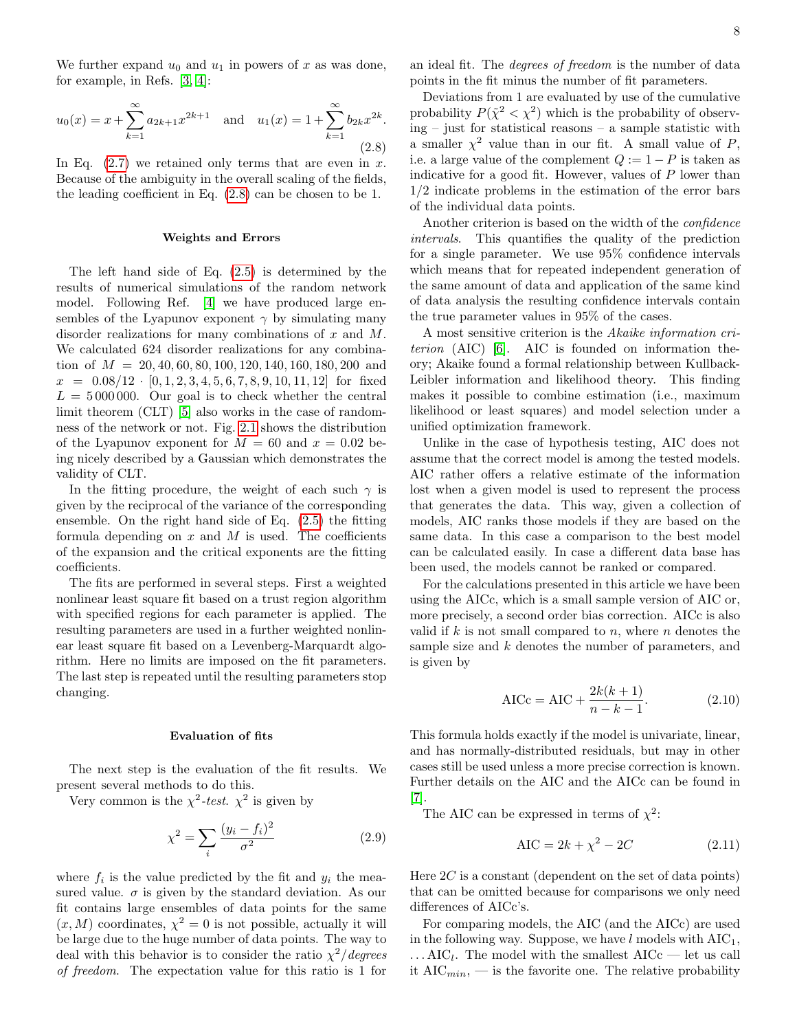We further expand $u_0$ and $u_1$ in powers of $x$ as was done, for example, in Refs. [3, 4]:

$$u_0(x) = x + \sum_{k=1}^{\infty} a_{2k+1} x^{2k+1} \quad \text{and} \quad u_1(x) = 1 + \sum_{k=1}^{\infty} b_{2k} x^{2k}. \tag{2.8}$$

In Eq. (2.7) we retained only terms that are even in $x$. Because of the ambiguity in the overall scaling of the fields, the leading coefficient in Eq. (2.8) can be chosen to be 1.

### Weights and Errors

The left hand side of Eq. (2.5) is determined by the results of numerical simulations of the random network model. Following Ref. [4] we have produced large ensembles of the Lyapunov exponent $\gamma$ by simulating many disorder realizations for many combinations of $x$ and $M$. We calculated 624 disorder realizations for any combination of $M = 20, 40, 60, 80, 100, 120, 140, 160, 180, 200$ and $x = 0.08/12 \cdot [0, 1, 2, 3, 4, 5, 6, 7, 8, 9, 10, 11, 12]$ for fixed $L = 5\,000\,000$. Our goal is to check whether the central limit theorem (CLT) [5] also works in the case of randomness of the network or not. Fig. 2.1 shows the distribution of the Lyapunov exponent for $M = 60$ and $x = 0.02$ being nicely described by a Gaussian which demonstrates the validity of CLT.

In the fitting procedure, the weight of each such $\gamma$ is given by the reciprocal of the variance of the corresponding ensemble. On the right hand side of Eq. (2.5) the fitting formula depending on $x$ and $M$ is used. The coefficients of the expansion and the critical exponents are the fitting coefficients.

The fits are performed in several steps. First a weighted nonlinear least square fit based on a trust region algorithm with specified regions for each parameter is applied. The resulting parameters are used in a further weighted nonlinear least square fit based on a Levenberg-Marquardt algorithm. Here no limits are imposed on the fit parameters. The last step is repeated until the resulting parameters stop changing.

### Evaluation of fits

The next step is the evaluation of the fit results. We present several methods to do this.

Very common is the $\chi^2$-*test*. $\chi^2$ is given by

$$\chi^2 = \sum_i \frac{(y_i - f_i)^2}{\sigma^2} \tag{2.9}$$

where $f_i$ is the value predicted by the fit and $y_i$ the measured value. $\sigma$ is given by the standard deviation. As our fit contains large ensembles of data points for the same $(x, M)$ coordinates, $\chi^2 = 0$ is not possible, actually it will be large due to the huge number of data points. The way to deal with this behavior is to consider the ratio $\chi^2$/*degrees of freedom*. The expectation value for this ratio is 1 for an ideal fit. The *degrees of freedom* is the number of data points in the fit minus the number of fit parameters.

Deviations from 1 are evaluated by use of the cumulative probability $P(\tilde{\chi}^2 < \chi^2)$ which is the probability of observing – just for statistical reasons – a sample statistic with a smaller $\chi^2$ value than in our fit. A small value of $P$, i.e. a large value of the complement $Q := 1 - P$ is taken as indicative for a good fit. However, values of $P$ lower than 1/2 indicate problems in the estimation of the error bars of the individual data points.

Another criterion is based on the width of the *confidence intervals*. This quantifies the quality of the prediction for a single parameter. We use 95% confidence intervals which means that for repeated independent generation of the same amount of data and application of the same kind of data analysis the resulting confidence intervals contain the true parameter values in 95% of the cases.

A most sensitive criterion is the *Akaike information criterion* (AIC) [6]. AIC is founded on information theory; Akaike found a formal relationship between Kullback-Leibler information and likelihood theory. This finding makes it possible to combine estimation (i.e., maximum likelihood or least squares) and model selection under a unified optimization framework.

Unlike in the case of hypothesis testing, AIC does not assume that the correct model is among the tested models. AIC rather offers a relative estimate of the information lost when a given model is used to represent the process that generates the data. This way, given a collection of models, AIC ranks those models if they are based on the same data. In this case a comparison to the best model can be calculated easily. In case a different data base has been used, the models cannot be ranked or compared.

For the calculations presented in this article we have been using the AICc, which is a small sample version of AIC or, more precisely, a second order bias correction. AICc is also valid if $k$ is not small compared to $n$, where $n$ denotes the sample size and $k$ denotes the number of parameters, and is given by

$$\text{AICc} = \text{AIC} + \frac{2k(k+1)}{n-k-1}. \tag{2.10}$$

This formula holds exactly if the model is univariate, linear, and has normally-distributed residuals, but may in other cases still be used unless a more precise correction is known. Further details on the AIC and the AICc can be found in [7].

The AIC can be expressed in terms of $\chi^2$:

$$\text{AIC} = 2k + \chi^2 - 2C \tag{2.11}$$

Here $2C$ is a constant (dependent on the set of data points) that can be omitted because for comparisons we only need differences of AICc's.

For comparing models, the AIC (and the AICc) are used in the following way. Suppose, we have $l$ models with $\text{AIC}_1$, $\ldots \text{AIC}_l$. The model with the smallest AICc — let us call it $\text{AIC}_{min}$, — is the favorite one. The relative probability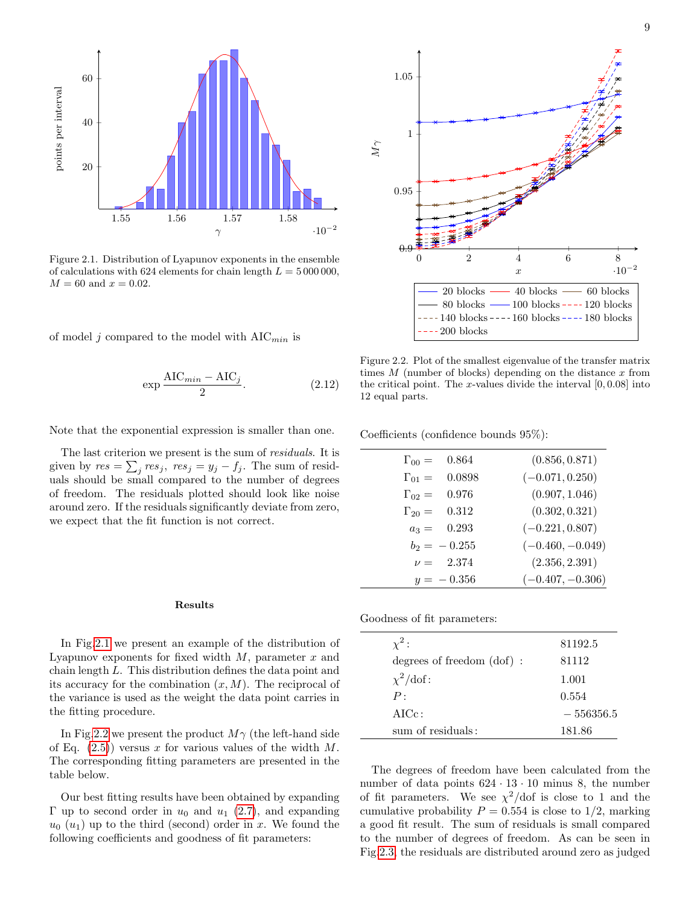Figure 2.1. Distribution of Lyapunov exponents in the ensemble of calculations with 624 elements for chain length $L = 5\,000\,000$, $M = 60$ and $x = 0.02$.

of model $j$ compared to the model with $\mathrm{AIC}_{min}$ is

$$\exp \frac{\mathrm{AIC}_{min} - \mathrm{AIC}_j}{2}. \tag{2.12}$$

Note that the exponential expression is smaller than one.

The last criterion we present is the sum of *residuals*. It is given by $res = \sum_j res_j,\ res_j = y_j - f_j$. The sum of residuals should be small compared to the number of degrees of freedom. The residuals plotted should look like noise around zero. If the residuals significantly deviate from zero, we expect that the fit function is not correct.

**Results**

In Fig.2.1 we present an example of the distribution of Lyapunov exponents for fixed width $M$, parameter $x$ and chain length $L$. This distribution defines the data point and its accuracy for the combination $(x, M)$. The reciprocal of the variance is used as the weight the data point carries in the fitting procedure.

In Fig.2.2 we present the product $M\gamma$ (the left-hand side of Eq. (2.5)) versus $x$ for various values of the width $M$. The corresponding fitting parameters are presented in the table below.

Our best fitting results have been obtained by expanding $\Gamma$ up to second order in $u_0$ and $u_1$ (2.7), and expanding $u_0$ ($u_1$) up to the third (second) order in $x$. We found the following coefficients and goodness of fit parameters:

Figure 2.2. Plot of the smallest eigenvalue of the transfer matrix times $M$ (number of blocks) depending on the distance $x$ from the critical point. The $x$-values divide the interval $[0, 0.08]$ into 12 equal parts.

Coefficients (confidence bounds 95%):

| Coefficient | Value | Bounds |
|---|---|---|
| $\Gamma_{00} =$ | $0.864$ | $(0.856, 0.871)$ |
| $\Gamma_{01} =$ | $0.0898$ | $(-0.071, 0.250)$ |
| $\Gamma_{02} =$ | $0.976$ | $(0.907, 1.046)$ |
| $\Gamma_{20} =$ | $0.312$ | $(0.302, 0.321)$ |
| $a_3 =$ | $0.293$ | $(-0.221, 0.807)$ |
| $b_2 =$ | $-0.255$ | $(-0.460, -0.049)$ |
| $\nu =$ | $2.374$ | $(2.356, 2.391)$ |
| $y =$ | $-0.356$ | $(-0.407, -0.306)$ |

Goodness of fit parameters:

| Parameter | Value |
|---|---|
| $\chi^2$: | 81192.5 |
| degrees of freedom (dof) : | 81112 |
| $\chi^2$/dof: | 1.001 |
| $P$: | 0.554 |
| AICc: | $-556356.5$ |
| sum of residuals: | 181.86 |

The degrees of freedom have been calculated from the number of data points $624 \cdot 13 \cdot 10$ minus 8, the number of fit parameters. We see $\chi^2$/dof is close to 1 and the cumulative probability $P = 0.554$ is close to 1/2, marking a good fit result. The sum of residuals is small compared to the number of degrees of freedom. As can be seen in Fig.2.3, the residuals are distributed around zero as judged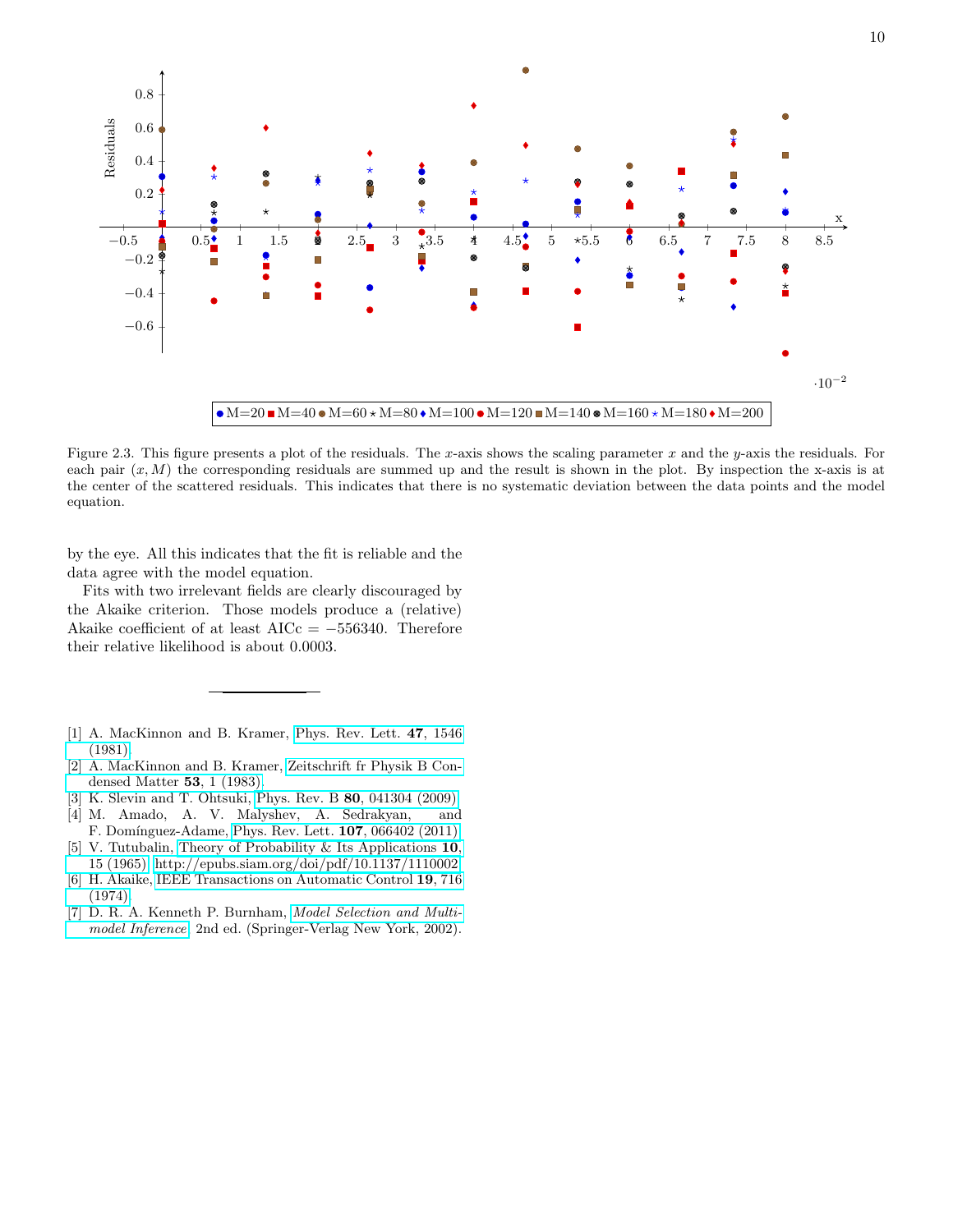Residuals

0.8

0.6

0.4

0.2

−0.2

−0.4

−0.6

x

−0.5 0.5 1 1.5 2 2.5 3 3.5 4 4.5 5 5.5 6 6.5 7 7.5 8 8.5

$\cdot 10^{-2}$

M=20 M=40 M=60 M=80 M=100 M=120 M=140 M=160 M=180 M=200

Figure 2.3. This figure presents a plot of the residuals. The $x$-axis shows the scaling parameter $x$ and the $y$-axis the residuals. For each pair $(x, M)$ the corresponding residuals are summed up and the result is shown in the plot. By inspection the x-axis is at the center of the scattered residuals. This indicates that there is no systematic deviation between the data points and the model equation.

by the eye. All this indicates that the fit is reliable and the data agree with the model equation.

Fits with two irrelevant fields are clearly discouraged by the Akaike criterion. Those models produce a (relative) Akaike coefficient of at least AICc = −556340. Therefore their relative likelihood is about 0.0003.

---

[1] A. MacKinnon and B. Kramer, Phys. Rev. Lett. **47**, 1546 (1981).

[2] A. MacKinnon and B. Kramer, Zeitschrift fr Physik B Condensed Matter **53**, 1 (1983).

[3] K. Slevin and T. Ohtsuki, Phys. Rev. B **80**, 041304 (2009).

[4] M. Amado, A. V. Malyshev, A. Sedrakyan, and F. Domínguez-Adame, Phys. Rev. Lett. **107**, 066402 (2011).

[5] V. Tutubalin, Theory of Probability & Its Applications **10**, 15 (1965), http://epubs.siam.org/doi/pdf/10.1137/1110002.

[6] H. Akaike, IEEE Transactions on Automatic Control **19**, 716 (1974).

[7] D. R. A. Kenneth P. Burnham, *Model Selection and Multimodel Inference*, 2nd ed. (Springer-Verlag New York, 2002).